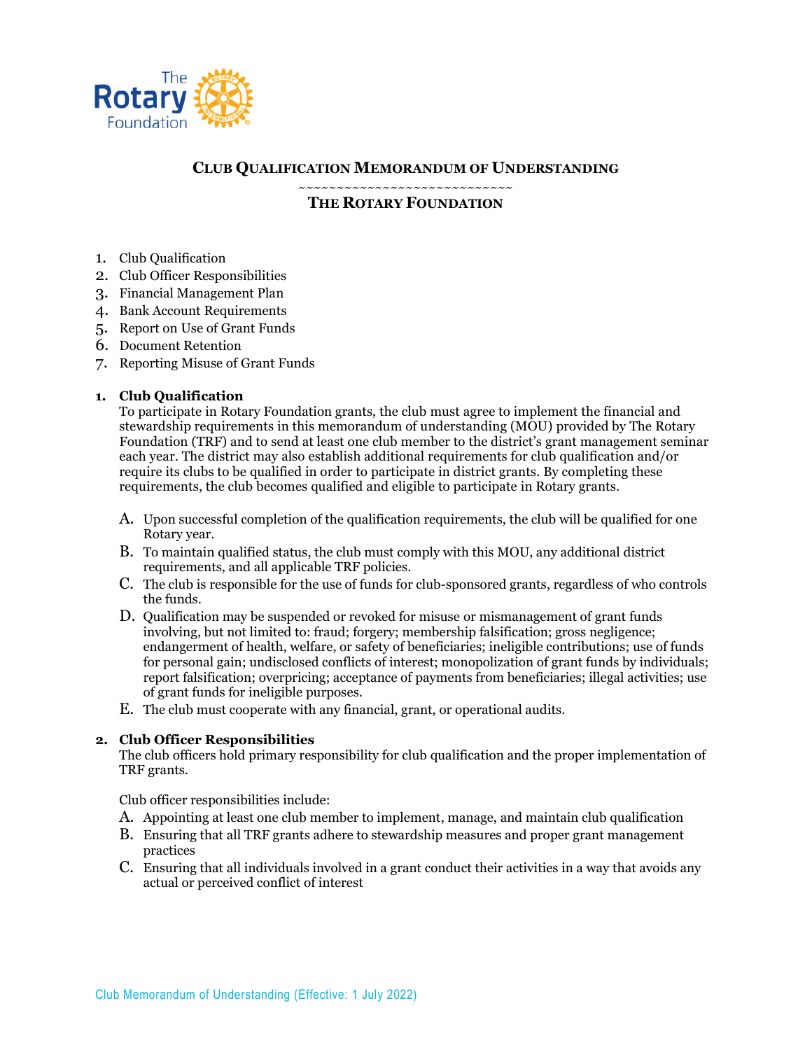# Club Qualification Memorandum of Understanding

~~~~~~~~~~~~~~~~~~~~~~~~~~~~~~

## The Rotary Foundation

1. Club Qualification
2. Club Officer Responsibilities
3. Financial Management Plan
4. Bank Account Requirements
5. Report on Use of Grant Funds
6. Document Retention
7. Reporting Misuse of Grant Funds

### 1. Club Qualification

To participate in Rotary Foundation grants, the club must agree to implement the financial and stewardship requirements in this memorandum of understanding (MOU) provided by The Rotary Foundation (TRF) and to send at least one club member to the district's grant management seminar each year. The district may also establish additional requirements for club qualification and/or require its clubs to be qualified in order to participate in district grants. By completing these requirements, the club becomes qualified and eligible to participate in Rotary grants.

A. Upon successful completion of the qualification requirements, the club will be qualified for one Rotary year.

B. To maintain qualified status, the club must comply with this MOU, any additional district requirements, and all applicable TRF policies.

C. The club is responsible for the use of funds for club-sponsored grants, regardless of who controls the funds.

D. Qualification may be suspended or revoked for misuse or mismanagement of grant funds involving, but not limited to: fraud; forgery; membership falsification; gross negligence; endangerment of health, welfare, or safety of beneficiaries; ineligible contributions; use of funds for personal gain; undisclosed conflicts of interest; monopolization of grant funds by individuals; report falsification; overpricing; acceptance of payments from beneficiaries; illegal activities; use of grant funds for ineligible purposes.

E. The club must cooperate with any financial, grant, or operational audits.

### 2. Club Officer Responsibilities

The club officers hold primary responsibility for club qualification and the proper implementation of TRF grants.

Club officer responsibilities include:

A. Appointing at least one club member to implement, manage, and maintain club qualification

B. Ensuring that all TRF grants adhere to stewardship measures and proper grant management practices

C. Ensuring that all individuals involved in a grant conduct their activities in a way that avoids any actual or perceived conflict of interest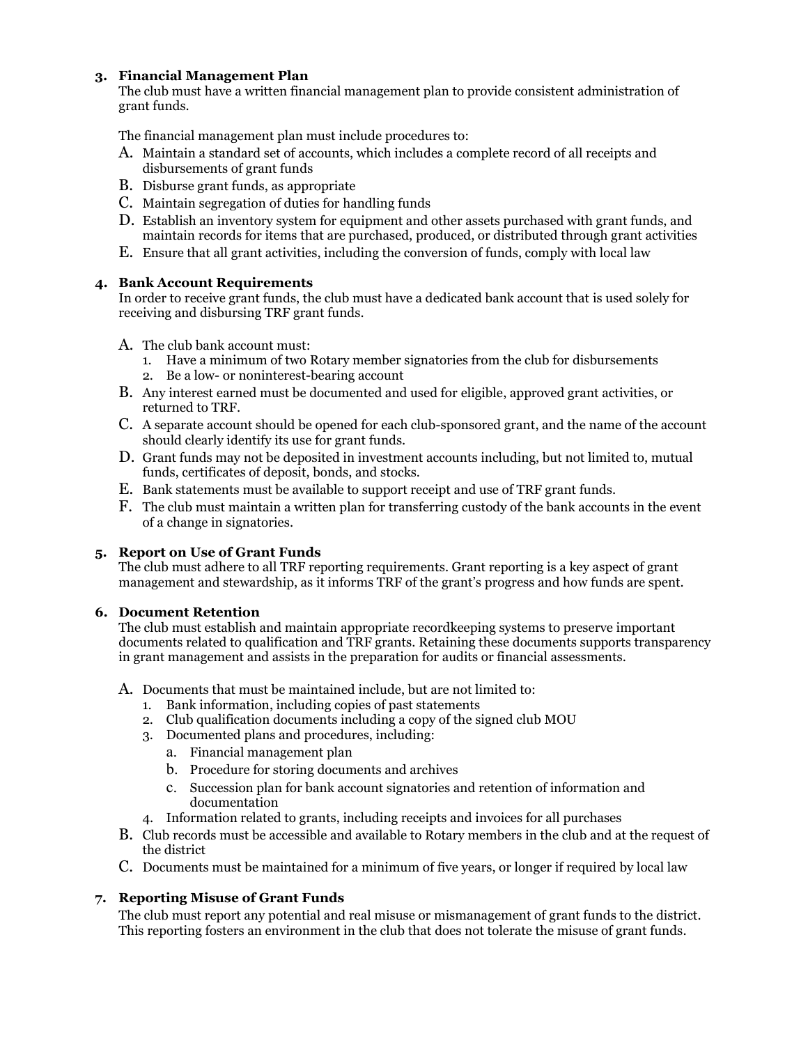### 3. Financial Management Plan

The club must have a written financial management plan to provide consistent administration of grant funds.

The financial management plan must include procedures to:

A. Maintain a standard set of accounts, which includes a complete record of all receipts and disbursements of grant funds
B. Disburse grant funds, as appropriate
C. Maintain segregation of duties for handling funds
D. Establish an inventory system for equipment and other assets purchased with grant funds, and maintain records for items that are purchased, produced, or distributed through grant activities
E. Ensure that all grant activities, including the conversion of funds, comply with local law

### 4. Bank Account Requirements

In order to receive grant funds, the club must have a dedicated bank account that is used solely for receiving and disbursing TRF grant funds.

A. The club bank account must:
   1. Have a minimum of two Rotary member signatories from the club for disbursements
   2. Be a low- or noninterest-bearing account
B. Any interest earned must be documented and used for eligible, approved grant activities, or returned to TRF.
C. A separate account should be opened for each club-sponsored grant, and the name of the account should clearly identify its use for grant funds.
D. Grant funds may not be deposited in investment accounts including, but not limited to, mutual funds, certificates of deposit, bonds, and stocks.
E. Bank statements must be available to support receipt and use of TRF grant funds.
F. The club must maintain a written plan for transferring custody of the bank accounts in the event of a change in signatories.

### 5. Report on Use of Grant Funds

The club must adhere to all TRF reporting requirements. Grant reporting is a key aspect of grant management and stewardship, as it informs TRF of the grant's progress and how funds are spent.

### 6. Document Retention

The club must establish and maintain appropriate recordkeeping systems to preserve important documents related to qualification and TRF grants. Retaining these documents supports transparency in grant management and assists in the preparation for audits or financial assessments.

A. Documents that must be maintained include, but are not limited to:
   1. Bank information, including copies of past statements
   2. Club qualification documents including a copy of the signed club MOU
   3. Documented plans and procedures, including:
      a. Financial management plan
      b. Procedure for storing documents and archives
      c. Succession plan for bank account signatories and retention of information and documentation
   4. Information related to grants, including receipts and invoices for all purchases
B. Club records must be accessible and available to Rotary members in the club and at the request of the district
C. Documents must be maintained for a minimum of five years, or longer if required by local law

### 7. Reporting Misuse of Grant Funds

The club must report any potential and real misuse or mismanagement of grant funds to the district. This reporting fosters an environment in the club that does not tolerate the misuse of grant funds.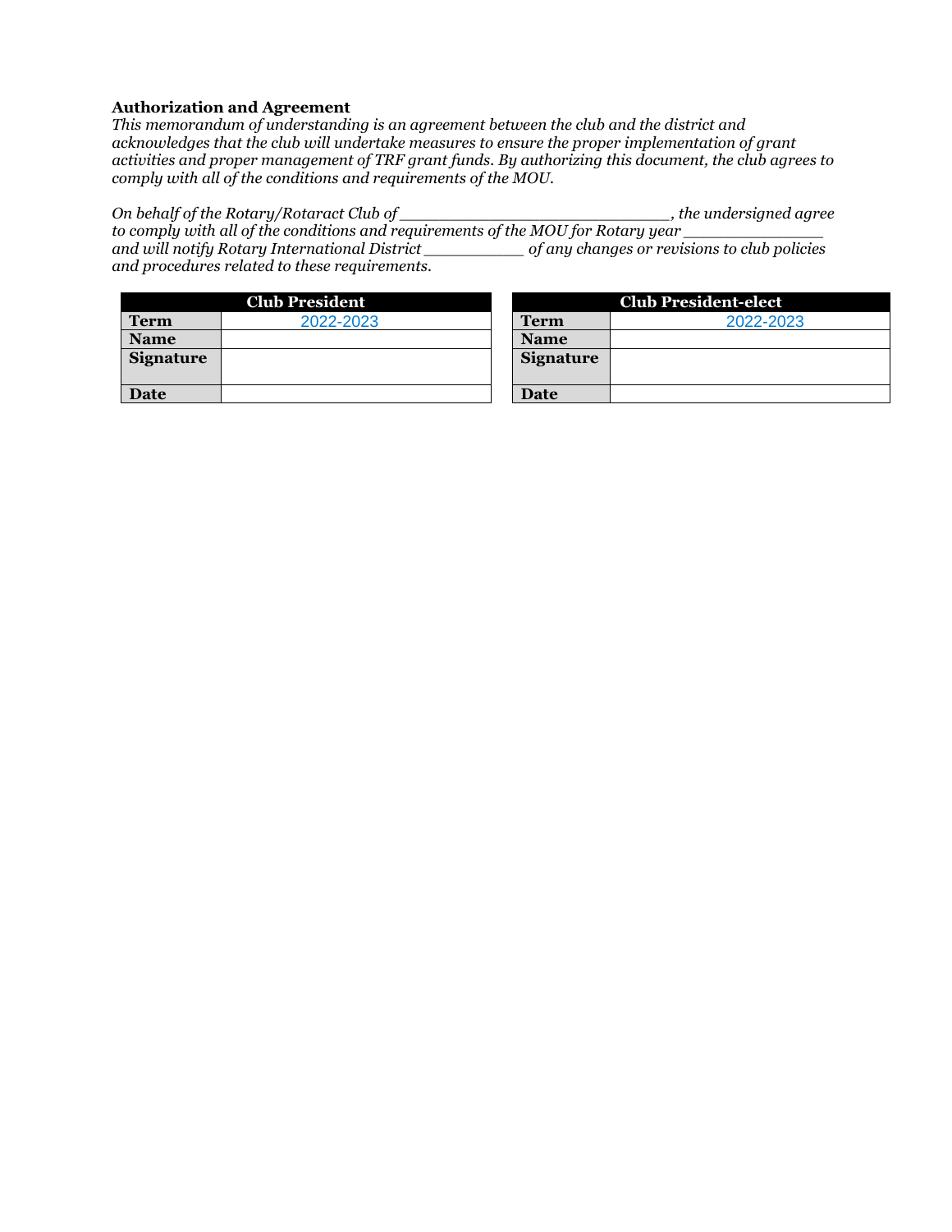**Authorization and Agreement**

*This memorandum of understanding is an agreement between the club and the district and acknowledges that the club will undertake measures to ensure the proper implementation of grant activities and proper management of TRF grant funds. By authorizing this document, the club agrees to comply with all of the conditions and requirements of the MOU.*

*On behalf of the Rotary/Rotaract Club of ____________________________, the undersigned agree to comply with all of the conditions and requirements of the MOU for Rotary year _______________ and will notify Rotary International District __________ of any changes or revisions to club policies and procedures related to these requirements.*

| Club President | |
|---|---|
| **Term** | 2022-2023 |
| **Name** | |
| **Signature** | |
| **Date** | |

| Club President-elect | |
|---|---|
| **Term** | 2022-2023 |
| **Name** | |
| **Signature** | |
| **Date** | |